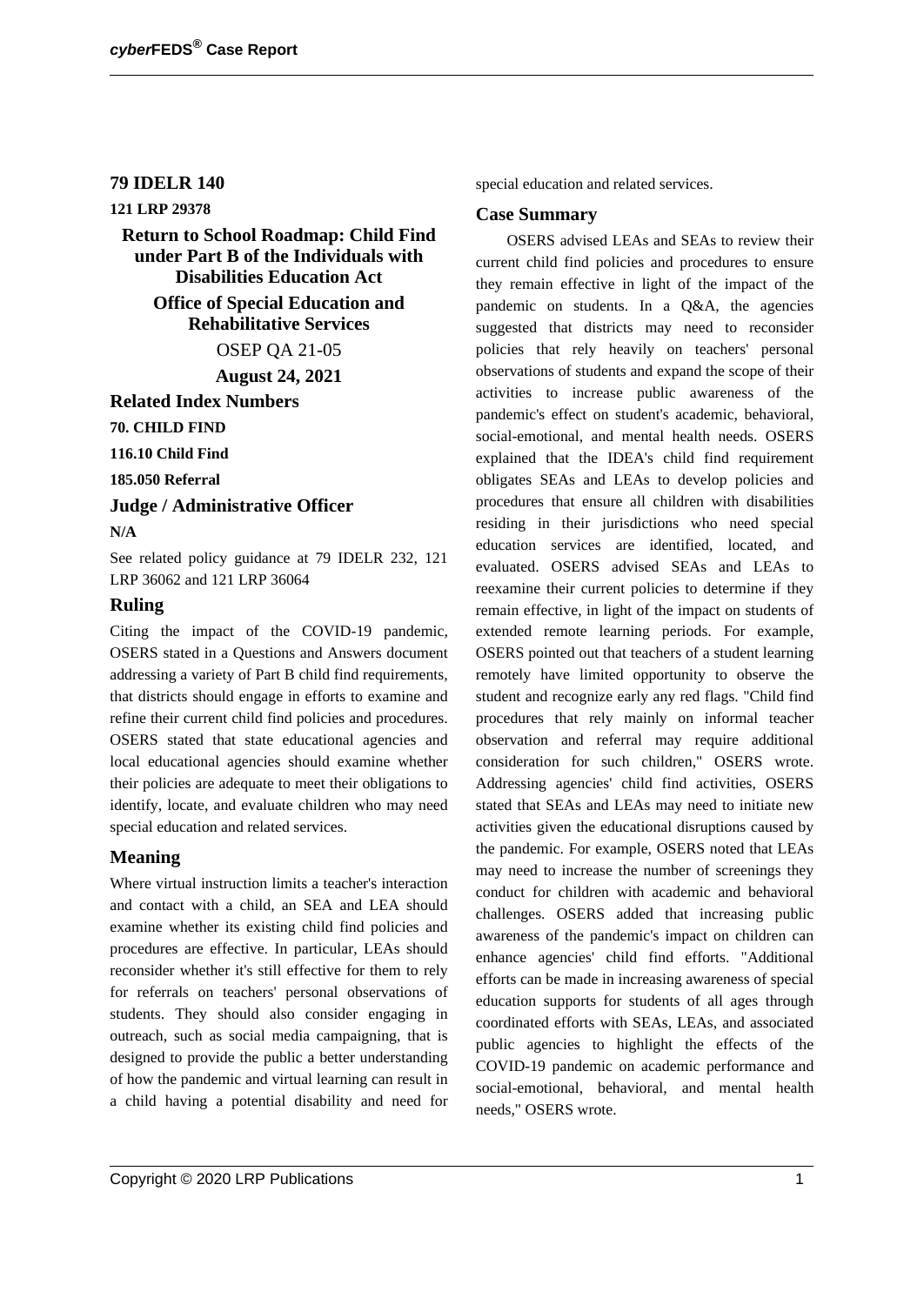# 79 IDELR 140

**121 LRP 29378**

## Return to School Roadmap: Child Find under Part B of the Individuals with Disabilities Education Act

**Office of Special Education and Rehabilitative Services**

OSEP QA 21-05

**August 24, 2021**

## Related Index Numbers

**70. CHILD FIND**

**116.10 Child Find**

**185.050 Referral**

## Judge / Administrative Officer

**N/A**

See related policy guidance at 79 IDELR 232, 121 LRP 36062 and 121 LRP 36064

## Ruling

Citing the impact of the COVID-19 pandemic, OSERS stated in a Questions and Answers document addressing a variety of Part B child find requirements, that districts should engage in efforts to examine and refine their current child find policies and procedures. OSERS stated that state educational agencies and local educational agencies should examine whether their policies are adequate to meet their obligations to identify, locate, and evaluate children who may need special education and related services.

## Meaning

Where virtual instruction limits a teacher's interaction and contact with a child, an SEA and LEA should examine whether its existing child find policies and procedures are effective. In particular, LEAs should reconsider whether it's still effective for them to rely for referrals on teachers' personal observations of students. They should also consider engaging in outreach, such as social media campaigning, that is designed to provide the public a better understanding of how the pandemic and virtual learning can result in a child having a potential disability and need for special education and related services.

## Case Summary

OSERS advised LEAs and SEAs to review their current child find policies and procedures to ensure they remain effective in light of the impact of the pandemic on students. In a Q&A, the agencies suggested that districts may need to reconsider policies that rely heavily on teachers' personal observations of students and expand the scope of their activities to increase public awareness of the pandemic's effect on student's academic, behavioral, social-emotional, and mental health needs. OSERS explained that the IDEA's child find requirement obligates SEAs and LEAs to develop policies and procedures that ensure all children with disabilities residing in their jurisdictions who need special education services are identified, located, and evaluated. OSERS advised SEAs and LEAs to reexamine their current policies to determine if they remain effective, in light of the impact on students of extended remote learning periods. For example, OSERS pointed out that teachers of a student learning remotely have limited opportunity to observe the student and recognize early any red flags. "Child find procedures that rely mainly on informal teacher observation and referral may require additional consideration for such children," OSERS wrote. Addressing agencies' child find activities, OSERS stated that SEAs and LEAs may need to initiate new activities given the educational disruptions caused by the pandemic. For example, OSERS noted that LEAs may need to increase the number of screenings they conduct for children with academic and behavioral challenges. OSERS added that increasing public awareness of the pandemic's impact on children can enhance agencies' child find efforts. "Additional efforts can be made in increasing awareness of special education supports for students of all ages through coordinated efforts with SEAs, LEAs, and associated public agencies to highlight the effects of the COVID-19 pandemic on academic performance and social-emotional, behavioral, and mental health needs," OSERS wrote.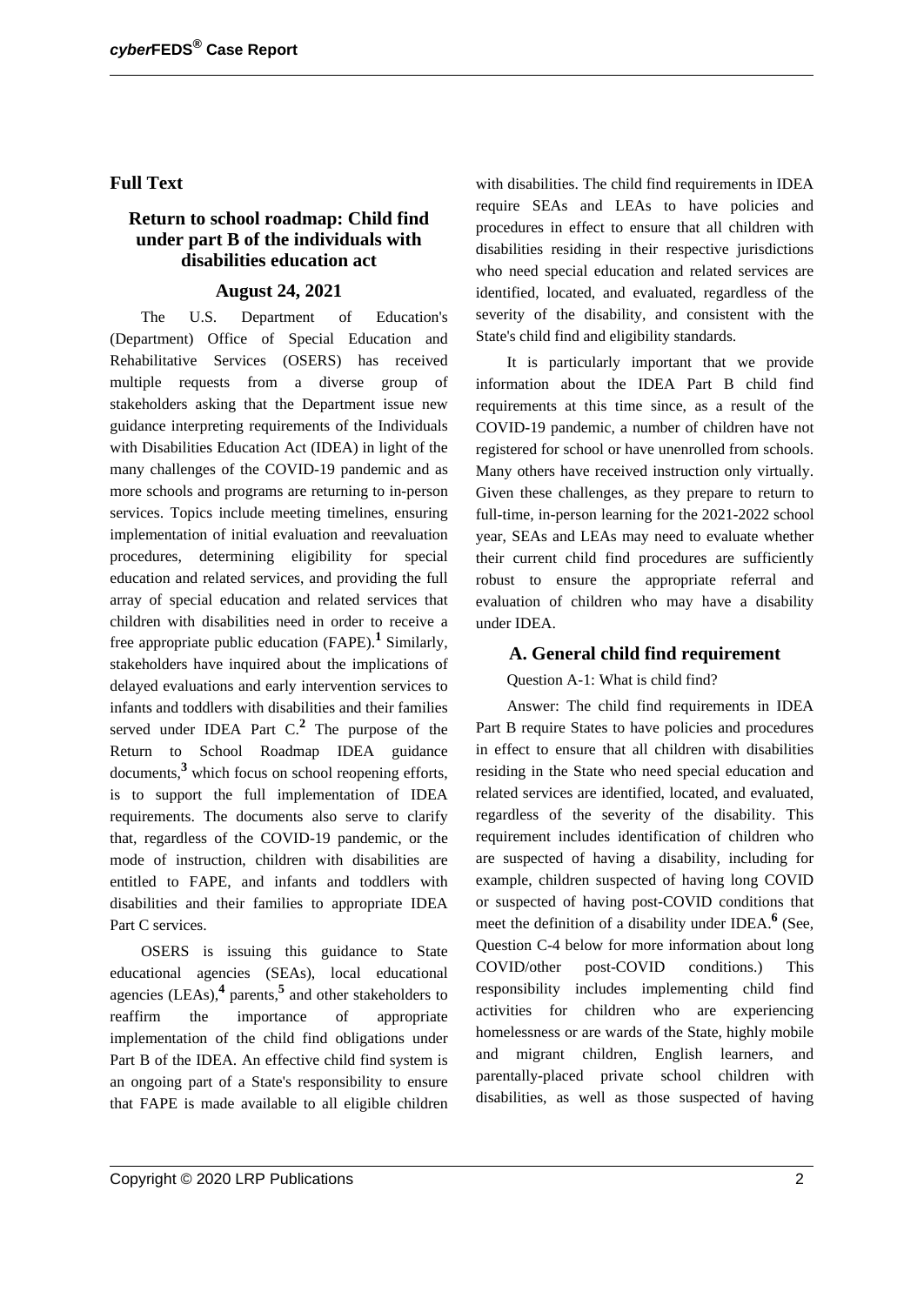## Full Text

### Return to school roadmap: Child find under part B of the individuals with disabilities education act

### August 24, 2021

The U.S. Department of Education's (Department) Office of Special Education and Rehabilitative Services (OSERS) has received multiple requests from a diverse group of stakeholders asking that the Department issue new guidance interpreting requirements of the Individuals with Disabilities Education Act (IDEA) in light of the many challenges of the COVID-19 pandemic and as more schools and programs are returning to in-person services. Topics include meeting timelines, ensuring implementation of initial evaluation and reevaluation procedures, determining eligibility for special education and related services, and providing the full array of special education and related services that children with disabilities need in order to receive a free appropriate public education (FAPE).[1] Similarly, stakeholders have inquired about the implications of delayed evaluations and early intervention services to infants and toddlers with disabilities and their families served under IDEA Part C.[2] The purpose of the Return to School Roadmap IDEA guidance documents,[3] which focus on school reopening efforts, is to support the full implementation of IDEA requirements. The documents also serve to clarify that, regardless of the COVID-19 pandemic, or the mode of instruction, children with disabilities are entitled to FAPE, and infants and toddlers with disabilities and their families to appropriate IDEA Part C services.

OSERS is issuing this guidance to State educational agencies (SEAs), local educational agencies (LEAs),[4] parents,[5] and other stakeholders to reaffirm the importance of appropriate implementation of the child find obligations under Part B of the IDEA. An effective child find system is an ongoing part of a State's responsibility to ensure that FAPE is made available to all eligible children with disabilities. The child find requirements in IDEA require SEAs and LEAs to have policies and procedures in effect to ensure that all children with disabilities residing in their respective jurisdictions who need special education and related services are identified, located, and evaluated, regardless of the severity of the disability, and consistent with the State's child find and eligibility standards.

It is particularly important that we provide information about the IDEA Part B child find requirements at this time since, as a result of the COVID-19 pandemic, a number of children have not registered for school or have unenrolled from schools. Many others have received instruction only virtually. Given these challenges, as they prepare to return to full-time, in-person learning for the 2021-2022 school year, SEAs and LEAs may need to evaluate whether their current child find procedures are sufficiently robust to ensure the appropriate referral and evaluation of children who may have a disability under IDEA.

### A. General child find requirement

Question A-1: What is child find?

Answer: The child find requirements in IDEA Part B require States to have policies and procedures in effect to ensure that all children with disabilities residing in the State who need special education and related services are identified, located, and evaluated, regardless of the severity of the disability. This requirement includes identification of children who are suspected of having a disability, including for example, children suspected of having long COVID or suspected of having post-COVID conditions that meet the definition of a disability under IDEA.[6] (See, Question C-4 below for more information about long COVID/other post-COVID conditions.) This responsibility includes implementing child find activities for children who are experiencing homelessness or are wards of the State, highly mobile and migrant children, English learners, and parentally-placed private school children with disabilities, as well as those suspected of having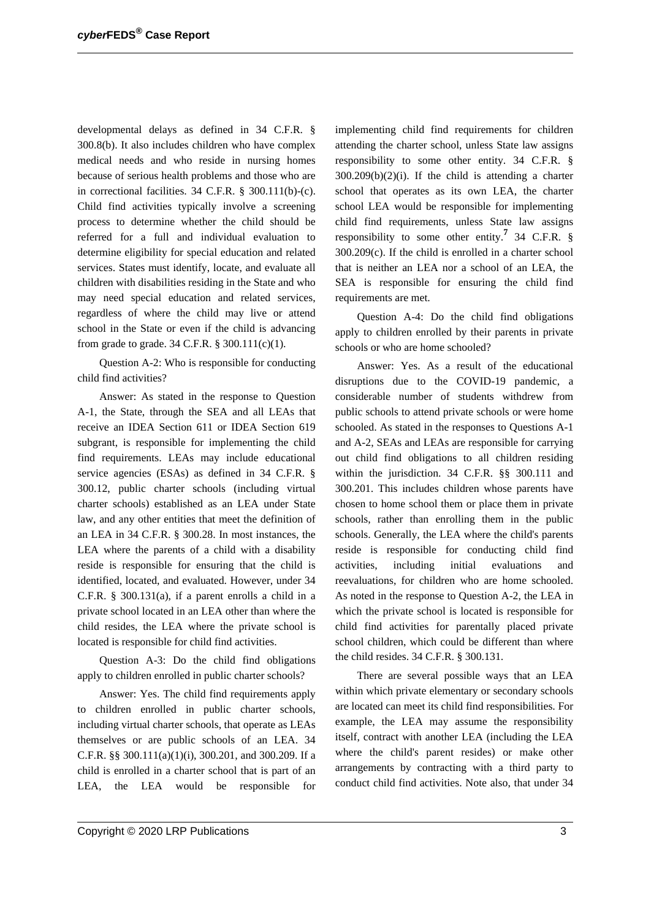developmental delays as defined in 34 C.F.R. § 300.8(b). It also includes children who have complex medical needs and who reside in nursing homes because of serious health problems and those who are in correctional facilities. 34 C.F.R. § 300.111(b)-(c). Child find activities typically involve a screening process to determine whether the child should be referred for a full and individual evaluation to determine eligibility for special education and related services. States must identify, locate, and evaluate all children with disabilities residing in the State and who may need special education and related services, regardless of where the child may live or attend school in the State or even if the child is advancing from grade to grade. 34 C.F.R. § 300.111(c)(1).

Question A-2: Who is responsible for conducting child find activities?

Answer: As stated in the response to Question A-1, the State, through the SEA and all LEAs that receive an IDEA Section 611 or IDEA Section 619 subgrant, is responsible for implementing the child find requirements. LEAs may include educational service agencies (ESAs) as defined in 34 C.F.R. § 300.12, public charter schools (including virtual charter schools) established as an LEA under State law, and any other entities that meet the definition of an LEA in 34 C.F.R. § 300.28. In most instances, the LEA where the parents of a child with a disability reside is responsible for ensuring that the child is identified, located, and evaluated. However, under 34 C.F.R. § 300.131(a), if a parent enrolls a child in a private school located in an LEA other than where the child resides, the LEA where the private school is located is responsible for child find activities.

Question A-3: Do the child find obligations apply to children enrolled in public charter schools?

Answer: Yes. The child find requirements apply to children enrolled in public charter schools, including virtual charter schools, that operate as LEAs themselves or are public schools of an LEA. 34 C.F.R. §§ 300.111(a)(1)(i), 300.201, and 300.209. If a child is enrolled in a charter school that is part of an LEA, the LEA would be responsible for implementing child find requirements for children attending the charter school, unless State law assigns responsibility to some other entity. 34 C.F.R. § 300.209(b)(2)(i). If the child is attending a charter school that operates as its own LEA, the charter school LEA would be responsible for implementing child find requirements, unless State law assigns responsibility to some other entity.[7] 34 C.F.R. § 300.209(c). If the child is enrolled in a charter school that is neither an LEA nor a school of an LEA, the SEA is responsible for ensuring the child find requirements are met.

Question A-4: Do the child find obligations apply to children enrolled by their parents in private schools or who are home schooled?

Answer: Yes. As a result of the educational disruptions due to the COVID-19 pandemic, a considerable number of students withdrew from public schools to attend private schools or were home schooled. As stated in the responses to Questions A-1 and A-2, SEAs and LEAs are responsible for carrying out child find obligations to all children residing within the jurisdiction. 34 C.F.R. §§ 300.111 and 300.201. This includes children whose parents have chosen to home school them or place them in private schools, rather than enrolling them in the public schools. Generally, the LEA where the child's parents reside is responsible for conducting child find activities, including initial evaluations and reevaluations, for children who are home schooled. As noted in the response to Question A-2, the LEA in which the private school is located is responsible for child find activities for parentally placed private school children, which could be different than where the child resides. 34 C.F.R. § 300.131.

There are several possible ways that an LEA within which private elementary or secondary schools are located can meet its child find responsibilities. For example, the LEA may assume the responsibility itself, contract with another LEA (including the LEA where the child's parent resides) or make other arrangements by contracting with a third party to conduct child find activities. Note also, that under 34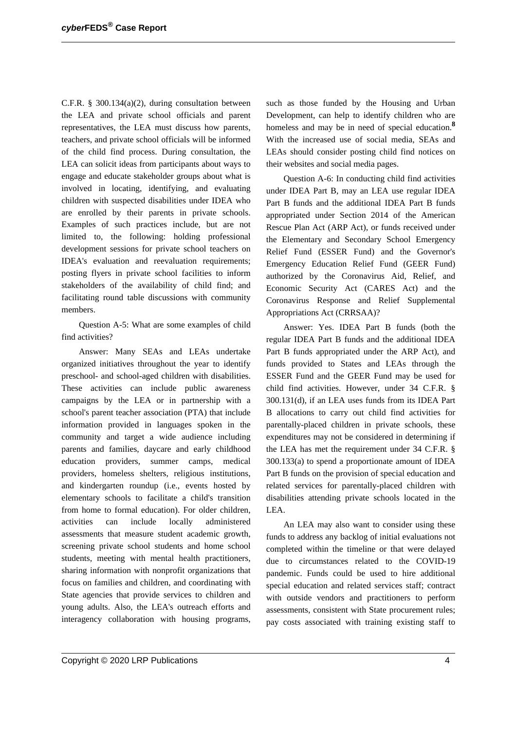C.F.R. § 300.134(a)(2), during consultation between the LEA and private school officials and parent representatives, the LEA must discuss how parents, teachers, and private school officials will be informed of the child find process. During consultation, the LEA can solicit ideas from participants about ways to engage and educate stakeholder groups about what is involved in locating, identifying, and evaluating children with suspected disabilities under IDEA who are enrolled by their parents in private schools. Examples of such practices include, but are not limited to, the following: holding professional development sessions for private school teachers on IDEA's evaluation and reevaluation requirements; posting flyers in private school facilities to inform stakeholders of the availability of child find; and facilitating round table discussions with community members.

Question A-5: What are some examples of child find activities?

Answer: Many SEAs and LEAs undertake organized initiatives throughout the year to identify preschool- and school-aged children with disabilities. These activities can include public awareness campaigns by the LEA or in partnership with a school's parent teacher association (PTA) that include information provided in languages spoken in the community and target a wide audience including parents and families, daycare and early childhood education providers, summer camps, medical providers, homeless shelters, religious institutions, and kindergarten roundup (i.e., events hosted by elementary schools to facilitate a child's transition from home to formal education). For older children, activities can include locally administered assessments that measure student academic growth, screening private school students and home school students, meeting with mental health practitioners, sharing information with nonprofit organizations that focus on families and children, and coordinating with State agencies that provide services to children and young adults. Also, the LEA's outreach efforts and interagency collaboration with housing programs, such as those funded by the Housing and Urban Development, can help to identify children who are homeless and may be in need of special education.[8] With the increased use of social media, SEAs and LEAs should consider posting child find notices on their websites and social media pages.

Question A-6: In conducting child find activities under IDEA Part B, may an LEA use regular IDEA Part B funds and the additional IDEA Part B funds appropriated under Section 2014 of the American Rescue Plan Act (ARP Act), or funds received under the Elementary and Secondary School Emergency Relief Fund (ESSER Fund) and the Governor's Emergency Education Relief Fund (GEER Fund) authorized by the Coronavirus Aid, Relief, and Economic Security Act (CARES Act) and the Coronavirus Response and Relief Supplemental Appropriations Act (CRRSAA)?

Answer: Yes. IDEA Part B funds (both the regular IDEA Part B funds and the additional IDEA Part B funds appropriated under the ARP Act), and funds provided to States and LEAs through the ESSER Fund and the GEER Fund may be used for child find activities. However, under 34 C.F.R. § 300.131(d), if an LEA uses funds from its IDEA Part B allocations to carry out child find activities for parentally-placed children in private schools, these expenditures may not be considered in determining if the LEA has met the requirement under 34 C.F.R. § 300.133(a) to spend a proportionate amount of IDEA Part B funds on the provision of special education and related services for parentally-placed children with disabilities attending private schools located in the LEA.

An LEA may also want to consider using these funds to address any backlog of initial evaluations not completed within the timeline or that were delayed due to circumstances related to the COVID-19 pandemic. Funds could be used to hire additional special education and related services staff; contract with outside vendors and practitioners to perform assessments, consistent with State procurement rules; pay costs associated with training existing staff to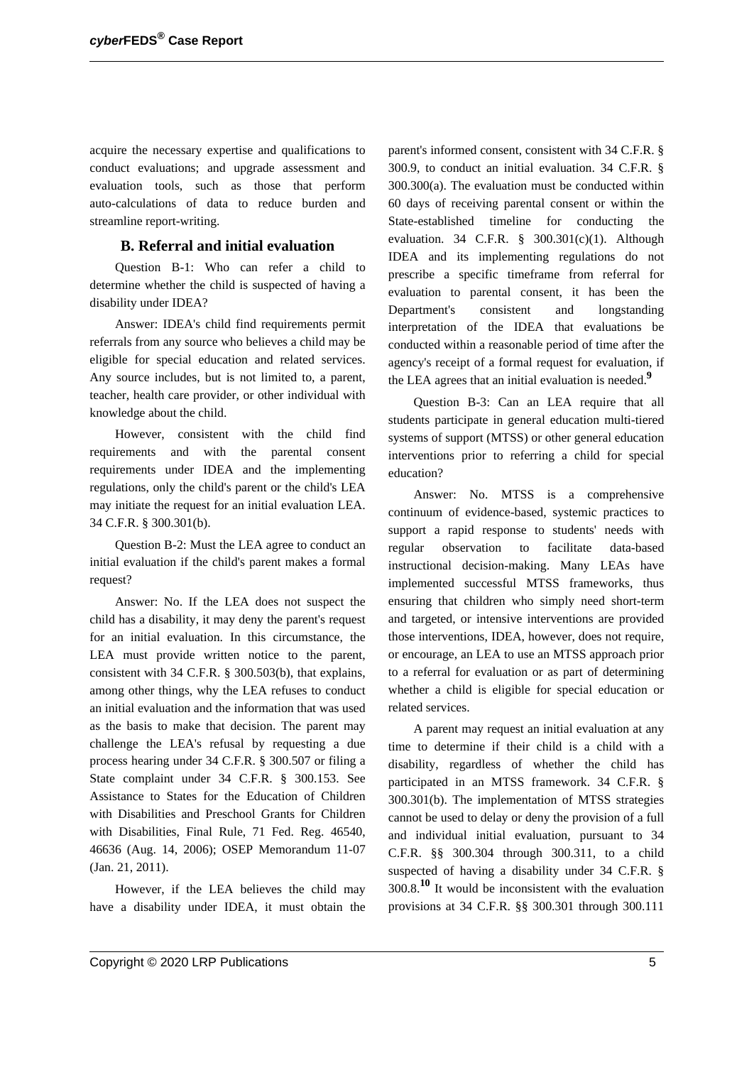acquire the necessary expertise and qualifications to conduct evaluations; and upgrade assessment and evaluation tools, such as those that perform auto-calculations of data to reduce burden and streamline report-writing.

## B. Referral and initial evaluation

Question B-1: Who can refer a child to determine whether the child is suspected of having a disability under IDEA?

Answer: IDEA's child find requirements permit referrals from any source who believes a child may be eligible for special education and related services. Any source includes, but is not limited to, a parent, teacher, health care provider, or other individual with knowledge about the child.

However, consistent with the child find requirements and with the parental consent requirements under IDEA and the implementing regulations, only the child's parent or the child's LEA may initiate the request for an initial evaluation LEA. 34 C.F.R. § 300.301(b).

Question B-2: Must the LEA agree to conduct an initial evaluation if the child's parent makes a formal request?

Answer: No. If the LEA does not suspect the child has a disability, it may deny the parent's request for an initial evaluation. In this circumstance, the LEA must provide written notice to the parent, consistent with 34 C.F.R. § 300.503(b), that explains, among other things, why the LEA refuses to conduct an initial evaluation and the information that was used as the basis to make that decision. The parent may challenge the LEA's refusal by requesting a due process hearing under 34 C.F.R. § 300.507 or filing a State complaint under 34 C.F.R. § 300.153. See Assistance to States for the Education of Children with Disabilities and Preschool Grants for Children with Disabilities, Final Rule, 71 Fed. Reg. 46540, 46636 (Aug. 14, 2006); OSEP Memorandum 11-07 (Jan. 21, 2011).

However, if the LEA believes the child may have a disability under IDEA, it must obtain the parent's informed consent, consistent with 34 C.F.R. § 300.9, to conduct an initial evaluation. 34 C.F.R. § 300.300(a). The evaluation must be conducted within 60 days of receiving parental consent or within the State-established timeline for conducting the evaluation. 34 C.F.R. § 300.301(c)(1). Although IDEA and its implementing regulations do not prescribe a specific timeframe from referral for evaluation to parental consent, it has been the Department's consistent and longstanding interpretation of the IDEA that evaluations be conducted within a reasonable period of time after the agency's receipt of a formal request for evaluation, if the LEA agrees that an initial evaluation is needed.[9]

Question B-3: Can an LEA require that all students participate in general education multi-tiered systems of support (MTSS) or other general education interventions prior to referring a child for special education?

Answer: No. MTSS is a comprehensive continuum of evidence-based, systemic practices to support a rapid response to students' needs with regular observation to facilitate data-based instructional decision-making. Many LEAs have implemented successful MTSS frameworks, thus ensuring that children who simply need short-term and targeted, or intensive interventions are provided those interventions, IDEA, however, does not require, or encourage, an LEA to use an MTSS approach prior to a referral for evaluation or as part of determining whether a child is eligible for special education or related services.

A parent may request an initial evaluation at any time to determine if their child is a child with a disability, regardless of whether the child has participated in an MTSS framework. 34 C.F.R. § 300.301(b). The implementation of MTSS strategies cannot be used to delay or deny the provision of a full and individual initial evaluation, pursuant to 34 C.F.R. §§ 300.304 through 300.311, to a child suspected of having a disability under 34 C.F.R. § 300.8.[10] It would be inconsistent with the evaluation provisions at 34 C.F.R. §§ 300.301 through 300.111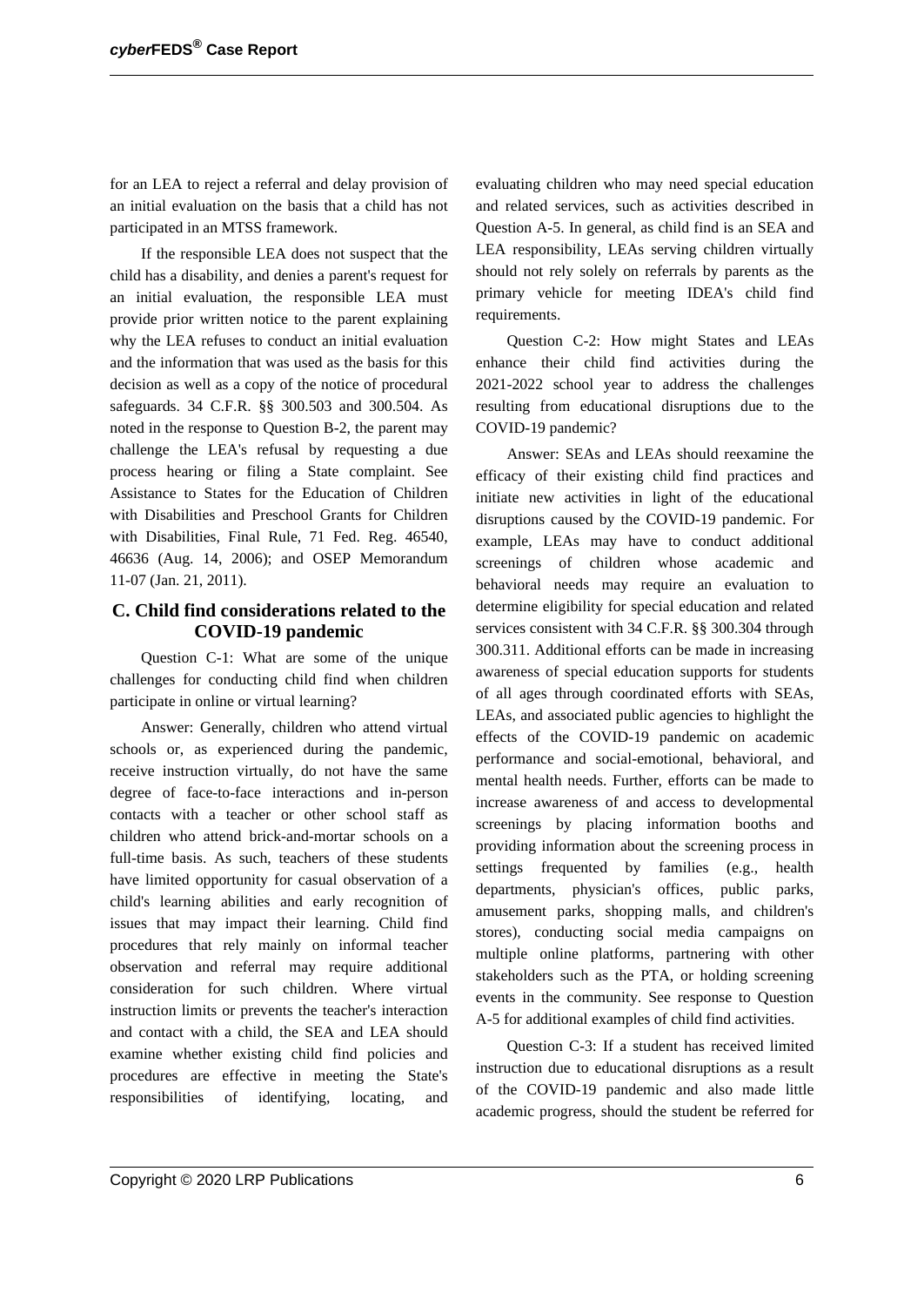for an LEA to reject a referral and delay provision of an initial evaluation on the basis that a child has not participated in an MTSS framework.

If the responsible LEA does not suspect that the child has a disability, and denies a parent's request for an initial evaluation, the responsible LEA must provide prior written notice to the parent explaining why the LEA refuses to conduct an initial evaluation and the information that was used as the basis for this decision as well as a copy of the notice of procedural safeguards. 34 C.F.R. §§ 300.503 and 300.504. As noted in the response to Question B-2, the parent may challenge the LEA's refusal by requesting a due process hearing or filing a State complaint. See Assistance to States for the Education of Children with Disabilities and Preschool Grants for Children with Disabilities, Final Rule, 71 Fed. Reg. 46540, 46636 (Aug. 14, 2006); and OSEP Memorandum 11-07 (Jan. 21, 2011).

## C. Child find considerations related to the COVID-19 pandemic

Question C-1: What are some of the unique challenges for conducting child find when children participate in online or virtual learning?

Answer: Generally, children who attend virtual schools or, as experienced during the pandemic, receive instruction virtually, do not have the same degree of face-to-face interactions and in-person contacts with a teacher or other school staff as children who attend brick-and-mortar schools on a full-time basis. As such, teachers of these students have limited opportunity for casual observation of a child's learning abilities and early recognition of issues that may impact their learning. Child find procedures that rely mainly on informal teacher observation and referral may require additional consideration for such children. Where virtual instruction limits or prevents the teacher's interaction and contact with a child, the SEA and LEA should examine whether existing child find policies and procedures are effective in meeting the State's responsibilities of identifying, locating, and evaluating children who may need special education and related services, such as activities described in Question A-5. In general, as child find is an SEA and LEA responsibility, LEAs serving children virtually should not rely solely on referrals by parents as the primary vehicle for meeting IDEA's child find requirements.

Question C-2: How might States and LEAs enhance their child find activities during the 2021-2022 school year to address the challenges resulting from educational disruptions due to the COVID-19 pandemic?

Answer: SEAs and LEAs should reexamine the efficacy of their existing child find practices and initiate new activities in light of the educational disruptions caused by the COVID-19 pandemic. For example, LEAs may have to conduct additional screenings of children whose academic and behavioral needs may require an evaluation to determine eligibility for special education and related services consistent with 34 C.F.R. §§ 300.304 through 300.311. Additional efforts can be made in increasing awareness of special education supports for students of all ages through coordinated efforts with SEAs, LEAs, and associated public agencies to highlight the effects of the COVID-19 pandemic on academic performance and social-emotional, behavioral, and mental health needs. Further, efforts can be made to increase awareness of and access to developmental screenings by placing information booths and providing information about the screening process in settings frequented by families (e.g., health departments, physician's offices, public parks, amusement parks, shopping malls, and children's stores), conducting social media campaigns on multiple online platforms, partnering with other stakeholders such as the PTA, or holding screening events in the community. See response to Question A-5 for additional examples of child find activities.

Question C-3: If a student has received limited instruction due to educational disruptions as a result of the COVID-19 pandemic and also made little academic progress, should the student be referred for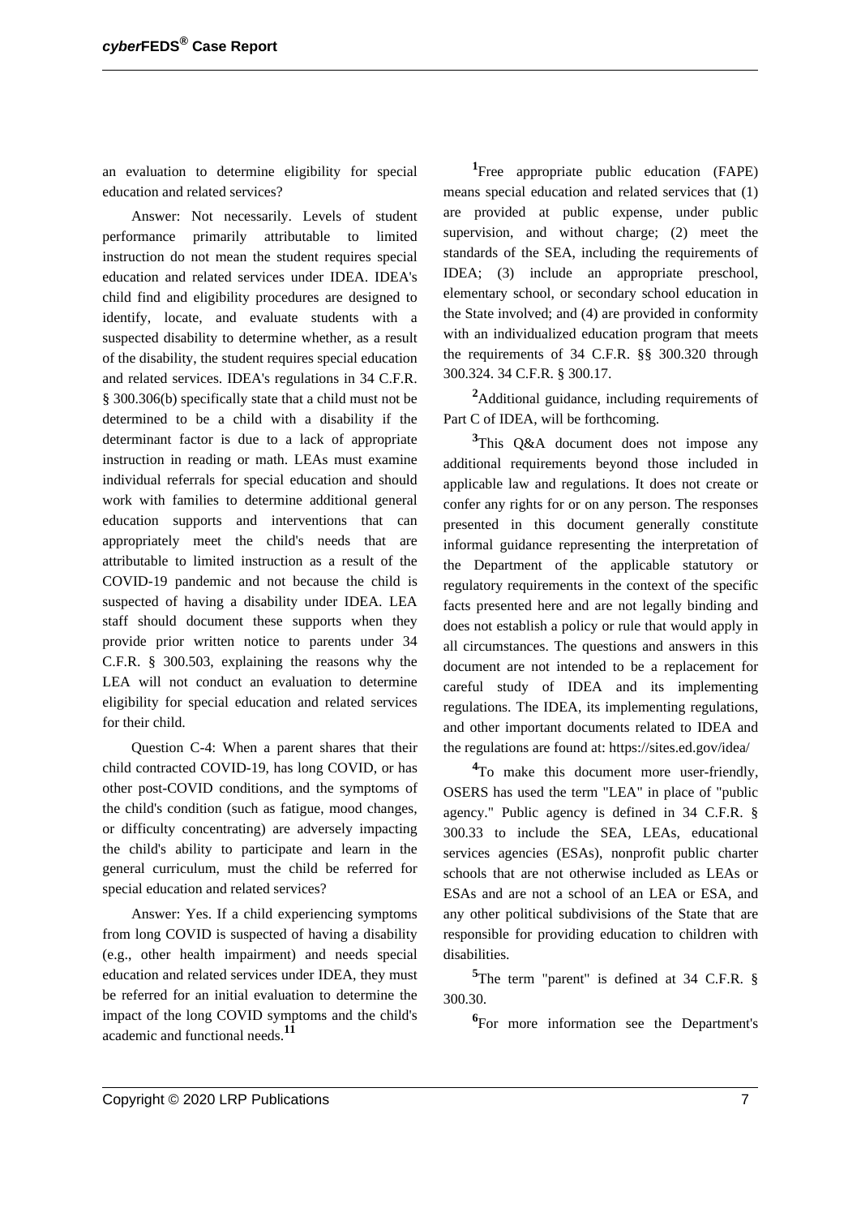an evaluation to determine eligibility for special education and related services?

Answer: Not necessarily. Levels of student performance primarily attributable to limited instruction do not mean the student requires special education and related services under IDEA. IDEA's child find and eligibility procedures are designed to identify, locate, and evaluate students with a suspected disability to determine whether, as a result of the disability, the student requires special education and related services. IDEA's regulations in 34 C.F.R. § 300.306(b) specifically state that a child must not be determined to be a child with a disability if the determinant factor is due to a lack of appropriate instruction in reading or math. LEAs must examine individual referrals for special education and should work with families to determine additional general education supports and interventions that can appropriately meet the child's needs that are attributable to limited instruction as a result of the COVID-19 pandemic and not because the child is suspected of having a disability under IDEA. LEA staff should document these supports when they provide prior written notice to parents under 34 C.F.R. § 300.503, explaining the reasons why the LEA will not conduct an evaluation to determine eligibility for special education and related services for their child.

Question C-4: When a parent shares that their child contracted COVID-19, has long COVID, or has other post-COVID conditions, and the symptoms of the child's condition (such as fatigue, mood changes, or difficulty concentrating) are adversely impacting the child's ability to participate and learn in the general curriculum, must the child be referred for special education and related services?

Answer: Yes. If a child experiencing symptoms from long COVID is suspected of having a disability (e.g., other health impairment) and needs special education and related services under IDEA, they must be referred for an initial evaluation to determine the impact of the long COVID symptoms and the child's academic and functional needs.[11]

[1]Free appropriate public education (FAPE) means special education and related services that (1) are provided at public expense, under public supervision, and without charge; (2) meet the standards of the SEA, including the requirements of IDEA; (3) include an appropriate preschool, elementary school, or secondary school education in the State involved; and (4) are provided in conformity with an individualized education program that meets the requirements of 34 C.F.R. §§ 300.320 through 300.324. 34 C.F.R. § 300.17.

[2]Additional guidance, including requirements of Part C of IDEA, will be forthcoming.

[3]This Q&A document does not impose any additional requirements beyond those included in applicable law and regulations. It does not create or confer any rights for or on any person. The responses presented in this document generally constitute informal guidance representing the interpretation of the Department of the applicable statutory or regulatory requirements in the context of the specific facts presented here and are not legally binding and does not establish a policy or rule that would apply in all circumstances. The questions and answers in this document are not intended to be a replacement for careful study of IDEA and its implementing regulations. The IDEA, its implementing regulations, and other important documents related to IDEA and the regulations are found at: https://sites.ed.gov/idea/

[4]To make this document more user-friendly, OSERS has used the term "LEA" in place of "public agency." Public agency is defined in 34 C.F.R. § 300.33 to include the SEA, LEAs, educational services agencies (ESAs), nonprofit public charter schools that are not otherwise included as LEAs or ESAs and are not a school of an LEA or ESA, and any other political subdivisions of the State that are responsible for providing education to children with disabilities.

[5]The term "parent" is defined at 34 C.F.R. § 300.30.

[6]For more information see the Department's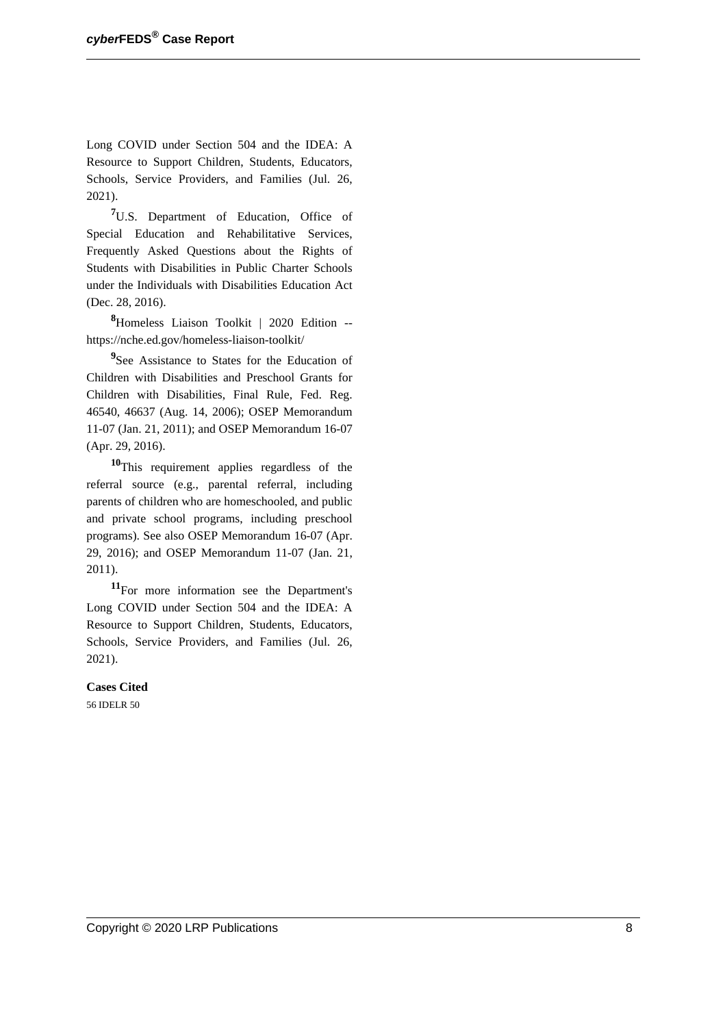Long COVID under Section 504 and the IDEA: A Resource to Support Children, Students, Educators, Schools, Service Providers, and Families (Jul. 26, 2021).

[7]U.S. Department of Education, Office of Special Education and Rehabilitative Services, Frequently Asked Questions about the Rights of Students with Disabilities in Public Charter Schools under the Individuals with Disabilities Education Act (Dec. 28, 2016).

[8]Homeless Liaison Toolkit | 2020 Edition -- https://nche.ed.gov/homeless-liaison-toolkit/

[9]See Assistance to States for the Education of Children with Disabilities and Preschool Grants for Children with Disabilities, Final Rule, Fed. Reg. 46540, 46637 (Aug. 14, 2006); OSEP Memorandum 11-07 (Jan. 21, 2011); and OSEP Memorandum 16-07 (Apr. 29, 2016).

[10]This requirement applies regardless of the referral source (e.g., parental referral, including parents of children who are homeschooled, and public and private school programs, including preschool programs). See also OSEP Memorandum 16-07 (Apr. 29, 2016); and OSEP Memorandum 11-07 (Jan. 21, 2011).

[11]For more information see the Department's Long COVID under Section 504 and the IDEA: A Resource to Support Children, Students, Educators, Schools, Service Providers, and Families (Jul. 26, 2021).

**Cases Cited**

56 IDELR 50